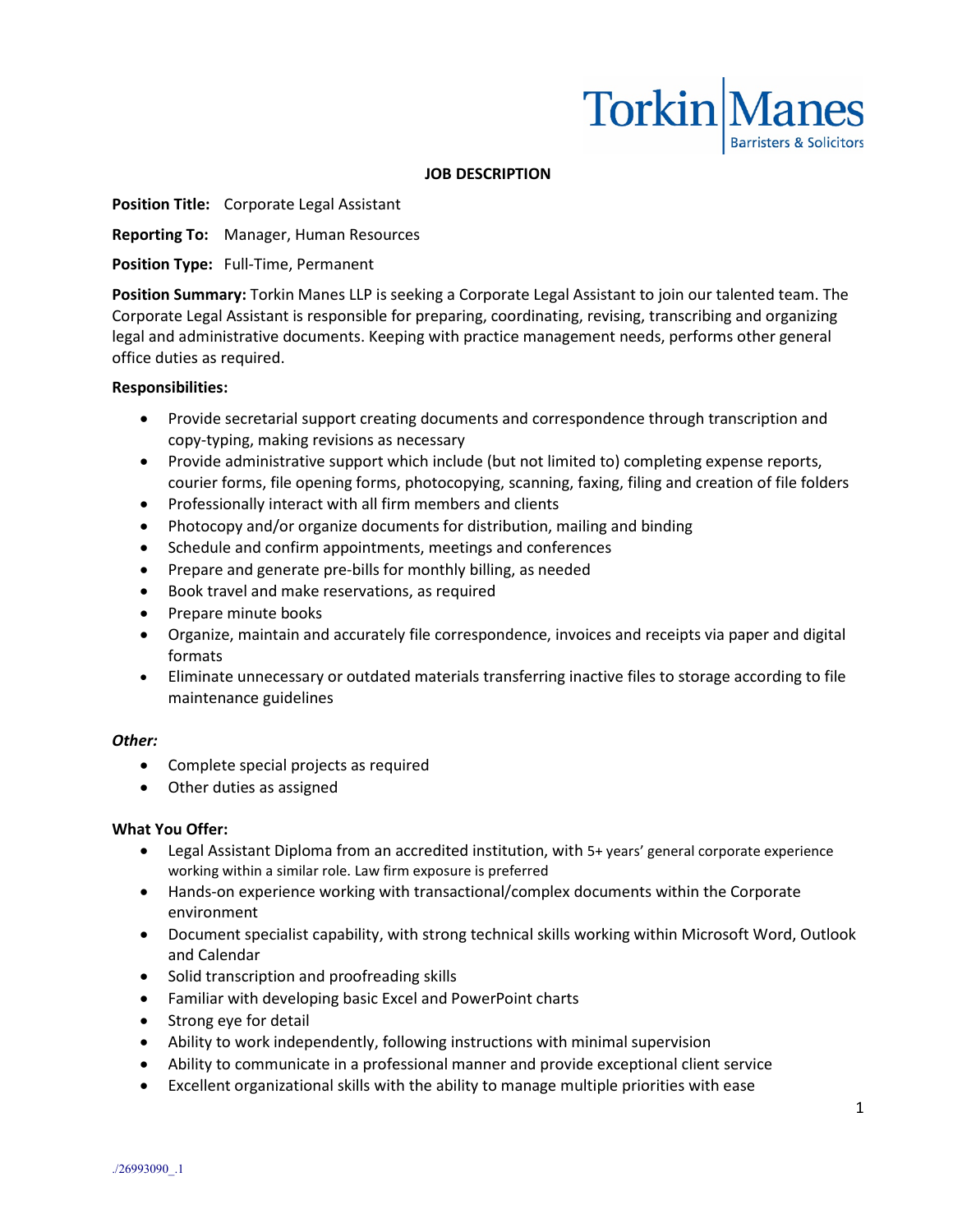Torkin Manes
Barristers & Solicitors

# JOB DESCRIPTION

**Position Title:** Corporate Legal Assistant

**Reporting To:** Manager, Human Resources

**Position Type:** Full-Time, Permanent

**Position Summary:** Torkin Manes LLP is seeking a Corporate Legal Assistant to join our talented team. The Corporate Legal Assistant is responsible for preparing, coordinating, revising, transcribing and organizing legal and administrative documents. Keeping with practice management needs, performs other general office duties as required.

**Responsibilities:**

- Provide secretarial support creating documents and correspondence through transcription and copy-typing, making revisions as necessary
- Provide administrative support which include (but not limited to) completing expense reports, courier forms, file opening forms, photocopying, scanning, faxing, filing and creation of file folders
- Professionally interact with all firm members and clients
- Photocopy and/or organize documents for distribution, mailing and binding
- Schedule and confirm appointments, meetings and conferences
- Prepare and generate pre-bills for monthly billing, as needed
- Book travel and make reservations, as required
- Prepare minute books
- Organize, maintain and accurately file correspondence, invoices and receipts via paper and digital formats
- Eliminate unnecessary or outdated materials transferring inactive files to storage according to file maintenance guidelines

***Other:***

- Complete special projects as required
- Other duties as assigned

**What You Offer:**

- Legal Assistant Diploma from an accredited institution, with 5+ years' general corporate experience working within a similar role. Law firm exposure is preferred
- Hands-on experience working with transactional/complex documents within the Corporate environment
- Document specialist capability, with strong technical skills working within Microsoft Word, Outlook and Calendar
- Solid transcription and proofreading skills
- Familiar with developing basic Excel and PowerPoint charts
- Strong eye for detail
- Ability to work independently, following instructions with minimal supervision
- Ability to communicate in a professional manner and provide exceptional client service
- Excellent organizational skills with the ability to manage multiple priorities with ease

./26993090_.1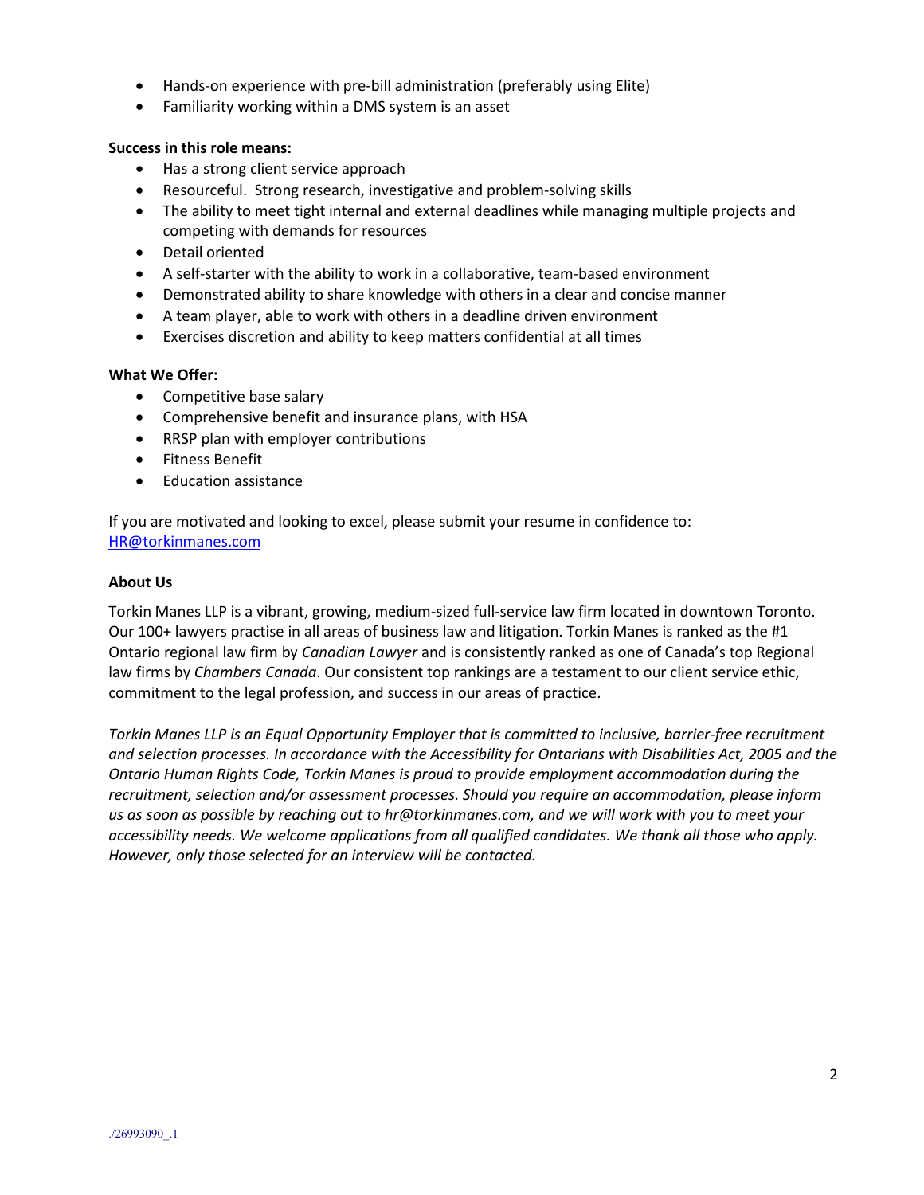- Hands-on experience with pre-bill administration (preferably using Elite)
- Familiarity working within a DMS system is an asset

**Success in this role means:**

- Has a strong client service approach
- Resourceful. Strong research, investigative and problem-solving skills
- The ability to meet tight internal and external deadlines while managing multiple projects and competing with demands for resources
- Detail oriented
- A self-starter with the ability to work in a collaborative, team-based environment
- Demonstrated ability to share knowledge with others in a clear and concise manner
- A team player, able to work with others in a deadline driven environment
- Exercises discretion and ability to keep matters confidential at all times

**What We Offer:**

- Competitive base salary
- Comprehensive benefit and insurance plans, with HSA
- RRSP plan with employer contributions
- Fitness Benefit
- Education assistance

If you are motivated and looking to excel, please submit your resume in confidence to: [HR@torkinmanes.com](mailto:HR@torkinmanes.com)

**About Us**

Torkin Manes LLP is a vibrant, growing, medium-sized full-service law firm located in downtown Toronto. Our 100+ lawyers practise in all areas of business law and litigation. Torkin Manes is ranked as the #1 Ontario regional law firm by *Canadian Lawyer* and is consistently ranked as one of Canada's top Regional law firms by *Chambers Canada*. Our consistent top rankings are a testament to our client service ethic, commitment to the legal profession, and success in our areas of practice.

*Torkin Manes LLP is an Equal Opportunity Employer that is committed to inclusive, barrier-free recruitment and selection processes. In accordance with the Accessibility for Ontarians with Disabilities Act, 2005 and the Ontario Human Rights Code, Torkin Manes is proud to provide employment accommodation during the recruitment, selection and/or assessment processes. Should you require an accommodation, please inform us as soon as possible by reaching out to hr@torkinmanes.com, and we will work with you to meet your accessibility needs. We welcome applications from all qualified candidates. We thank all those who apply. However, only those selected for an interview will be contacted.*